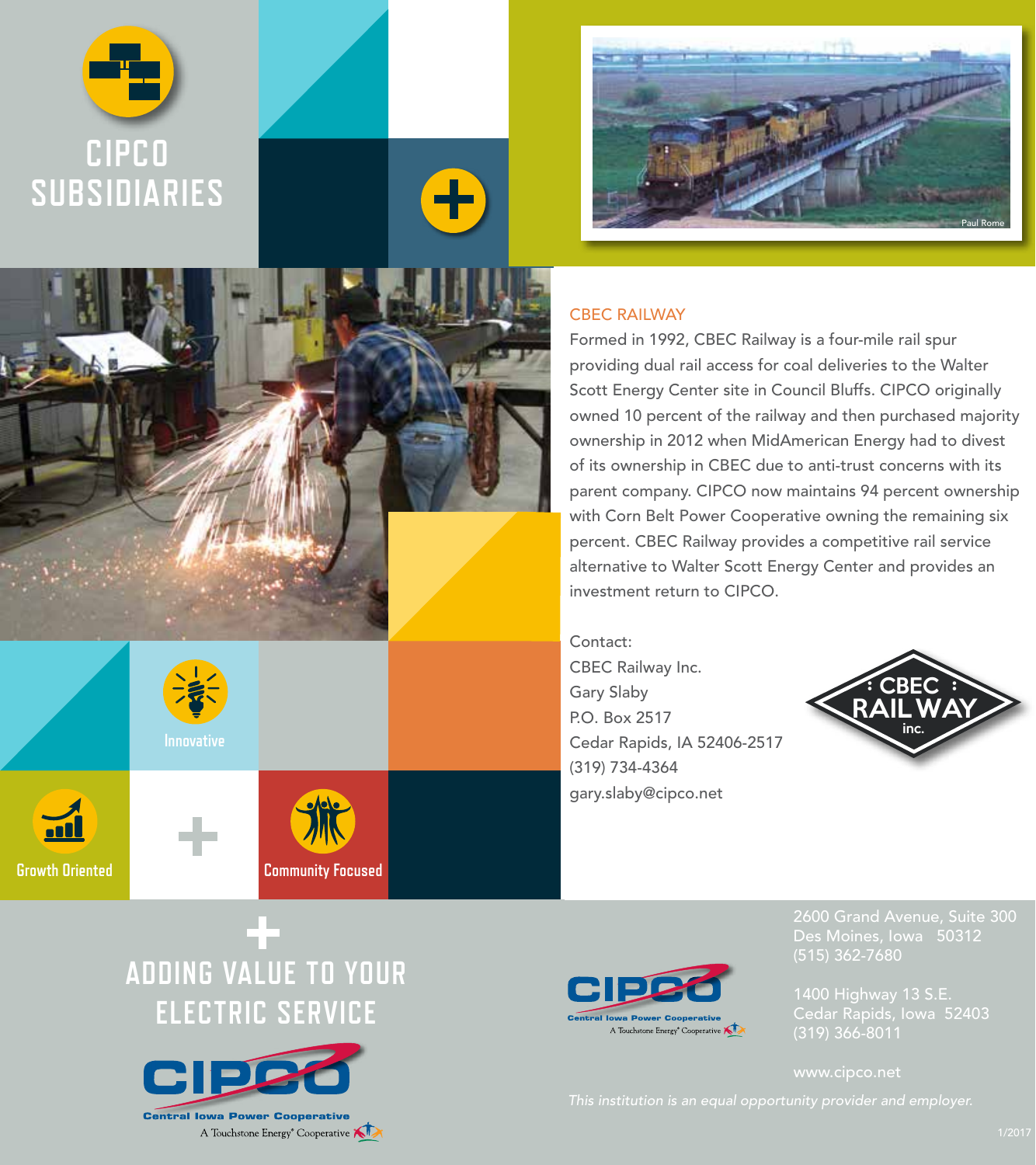# CIPCO SUBSIDIARIES

## CBEC RAILWAY

Formed in 1992, CBEC Railway is a four-mile rail spur providing dual rail access for coal deliveries to the Walter Scott Energy Center site in Council Bluffs. CIPCO originally owned 10 percent of the railway and then purchased majority ownership in 2012 when MidAmerican Energy had to divest of its ownership in CBEC due to anti-trust concerns with its parent company. CIPCO now maintains 94 percent ownership with Corn Belt Power Cooperative owning the remaining six percent. CBEC Railway provides a competitive rail service alternative to Walter Scott Energy Center and provides an investment return to CIPCO.

Contact:
CBEC Railway Inc.
Gary Slaby
P.O. Box 2517
Cedar Rapids, IA 52406-2517
(319) 734-4364
gary.slaby@cipco.net

CBEC RAILWAY inc.

Paul Rome

Innovative

Growth Oriented

Community Focused

## ADDING VALUE TO YOUR ELECTRIC SERVICE

CIPCO
Central Iowa Power Cooperative
A Touchstone Energy® Cooperative

2600 Grand Avenue, Suite 300
Des Moines, Iowa 50312
(515) 362-7680

1400 Highway 13 S.E.
Cedar Rapids, Iowa 52403
(319) 366-8011

www.cipco.net

*This institution is an equal opportunity provider and employer.*

1/2017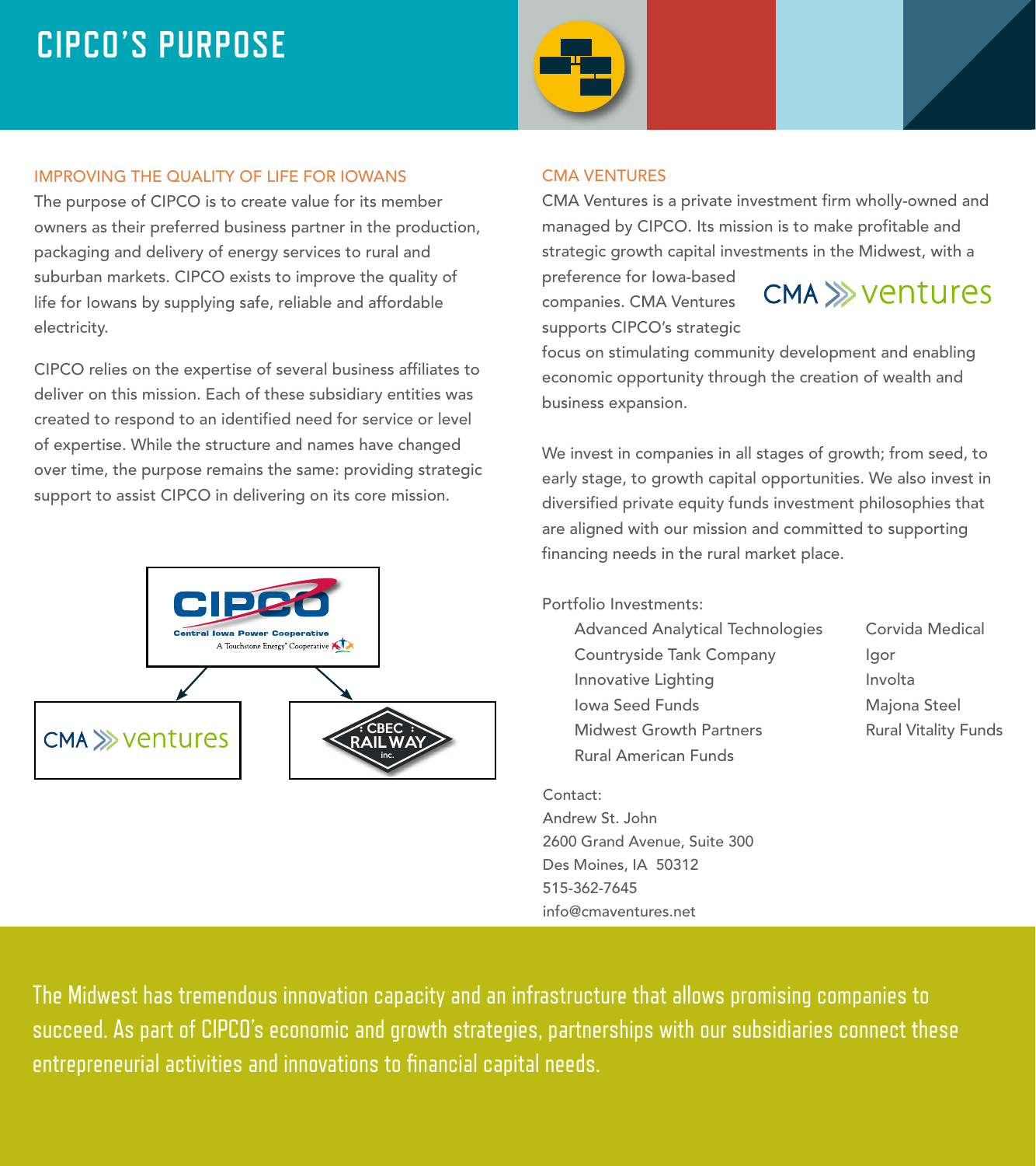# CIPCO'S PURPOSE

## IMPROVING THE QUALITY OF LIFE FOR IOWANS

The purpose of CIPCO is to create value for its member owners as their preferred business partner in the production, packaging and delivery of energy services to rural and suburban markets. CIPCO exists to improve the quality of life for Iowans by supplying safe, reliable and affordable electricity.

CIPCO relies on the expertise of several business affiliates to deliver on this mission. Each of these subsidiary entities was created to respond to an identified need for service or level of expertise. While the structure and names have changed over time, the purpose remains the same: providing strategic support to assist CIPCO in delivering on its core mission.

CIPCO
Central Iowa Power Cooperative
A Touchstone Energy® Cooperative

CMA ventures

CBEC RAILWAY inc.

## CMA VENTURES

CMA Ventures is a private investment firm wholly-owned and managed by CIPCO. Its mission is to make profitable and strategic growth capital investments in the Midwest, with a preference for Iowa-based companies. CMA Ventures supports CIPCO's strategic focus on stimulating community development and enabling economic opportunity through the creation of wealth and business expansion.

CMA ventures

We invest in companies in all stages of growth; from seed, to early stage, to growth capital opportunities. We also invest in diversified private equity funds investment philosophies that are aligned with our mission and committed to supporting financing needs in the rural market place.

Portfolio Investments:

- Advanced Analytical Technologies
- Countryside Tank Company
- Innovative Lighting
- Iowa Seed Funds
- Midwest Growth Partners
- Rural American Funds
- Corvida Medical
- Igor
- Involta
- Majona Steel
- Rural Vitality Funds

Contact:
Andrew St. John
2600 Grand Avenue, Suite 300
Des Moines, IA 50312
515-362-7645
info@cmaventures.net

The Midwest has tremendous innovation capacity and an infrastructure that allows promising companies to succeed. As part of CIPCO's economic and growth strategies, partnerships with our subsidiaries connect these entrepreneurial activities and innovations to financial capital needs.